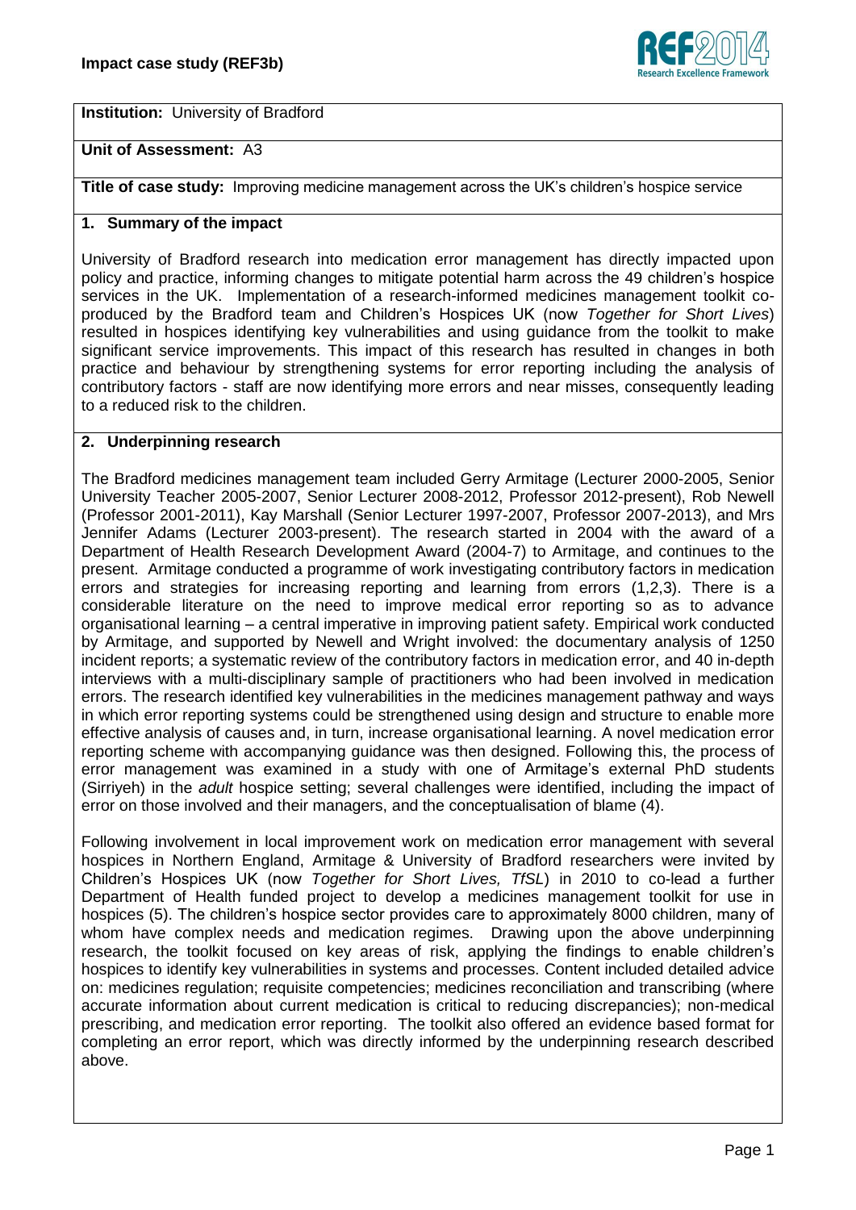**Institution:** University of Bradford

**Unit of Assessment:** A3

**Title of case study:** Improving medicine management across the UK's children's hospice service

## 1. Summary of the impact

University of Bradford research into medication error management has directly impacted upon policy and practice, informing changes to mitigate potential harm across the 49 children's hospice services in the UK. Implementation of a research-informed medicines management toolkit co-produced by the Bradford team and Children's Hospices UK (now *Together for Short Lives*) resulted in hospices identifying key vulnerabilities and using guidance from the toolkit to make significant service improvements. This impact of this research has resulted in changes in both practice and behaviour by strengthening systems for error reporting including the analysis of contributory factors - staff are now identifying more errors and near misses, consequently leading to a reduced risk to the children.

## 2. Underpinning research

The Bradford medicines management team included Gerry Armitage (Lecturer 2000-2005, Senior University Teacher 2005-2007, Senior Lecturer 2008-2012, Professor 2012-present), Rob Newell (Professor 2001-2011), Kay Marshall (Senior Lecturer 1997-2007, Professor 2007-2013), and Mrs Jennifer Adams (Lecturer 2003-present). The research started in 2004 with the award of a Department of Health Research Development Award (2004-7) to Armitage, and continues to the present. Armitage conducted a programme of work investigating contributory factors in medication errors and strategies for increasing reporting and learning from errors (1,2,3). There is a considerable literature on the need to improve medical error reporting so as to advance organisational learning – a central imperative in improving patient safety. Empirical work conducted by Armitage, and supported by Newell and Wright involved: the documentary analysis of 1250 incident reports; a systematic review of the contributory factors in medication error, and 40 in-depth interviews with a multi-disciplinary sample of practitioners who had been involved in medication errors. The research identified key vulnerabilities in the medicines management pathway and ways in which error reporting systems could be strengthened using design and structure to enable more effective analysis of causes and, in turn, increase organisational learning. A novel medication error reporting scheme with accompanying guidance was then designed. Following this, the process of error management was examined in a study with one of Armitage's external PhD students (Sirriyeh) in the *adult* hospice setting; several challenges were identified, including the impact of error on those involved and their managers, and the conceptualisation of blame (4).

Following involvement in local improvement work on medication error management with several hospices in Northern England, Armitage & University of Bradford researchers were invited by Children's Hospices UK (now *Together for Short Lives, TfSL*) in 2010 to co-lead a further Department of Health funded project to develop a medicines management toolkit for use in hospices (5). The children's hospice sector provides care to approximately 8000 children, many of whom have complex needs and medication regimes. Drawing upon the above underpinning research, the toolkit focused on key areas of risk, applying the findings to enable children's hospices to identify key vulnerabilities in systems and processes. Content included detailed advice on: medicines regulation; requisite competencies; medicines reconciliation and transcribing (where accurate information about current medication is critical to reducing discrepancies); non-medical prescribing, and medication error reporting. The toolkit also offered an evidence based format for completing an error report, which was directly informed by the underpinning research described above.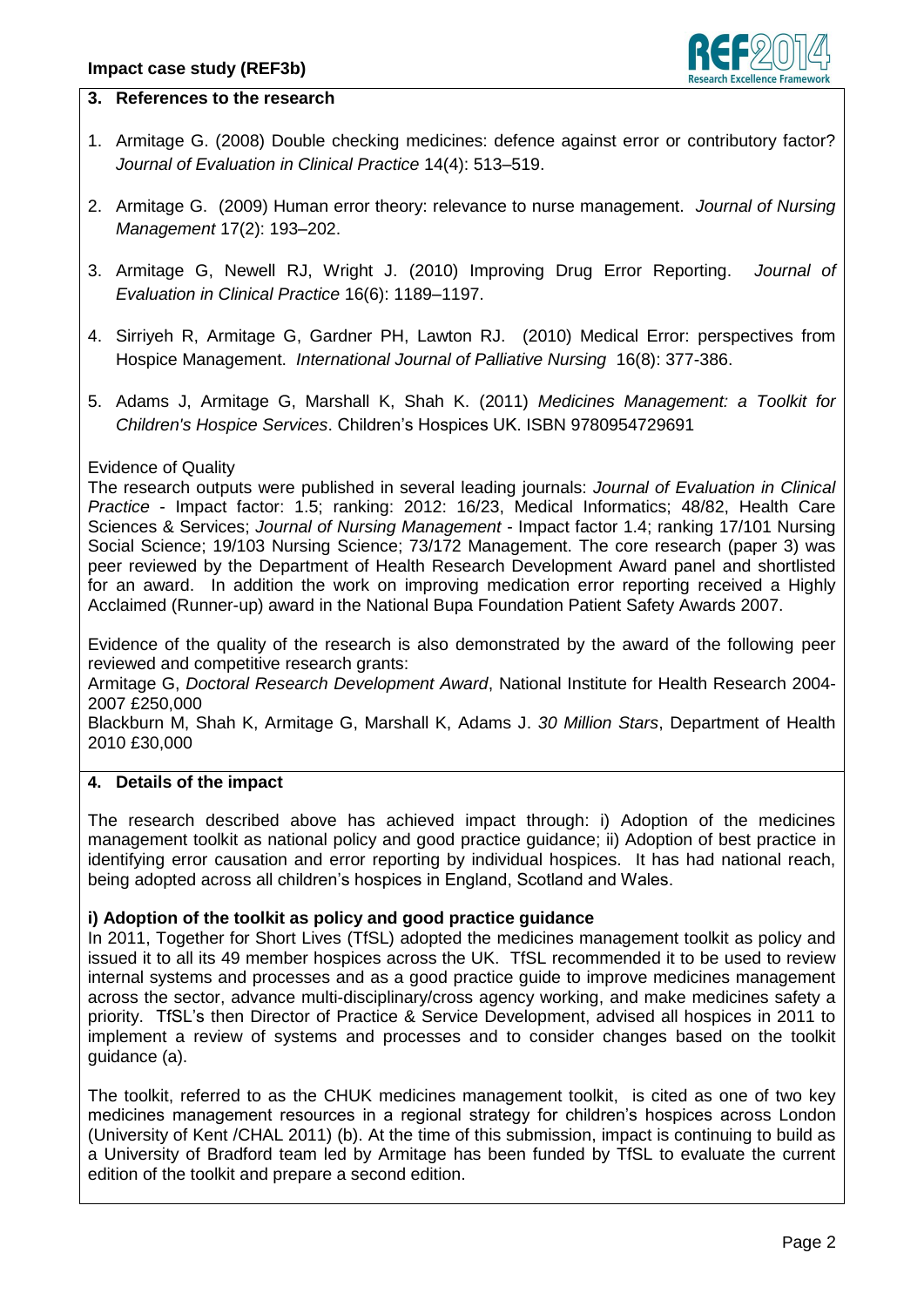## 3. References to the research

1. Armitage G. (2008) Double checking medicines: defence against error or contributory factor? *Journal of Evaluation in Clinical Practice* 14(4): 513–519.
2. Armitage G. (2009) Human error theory: relevance to nurse management. *Journal of Nursing Management* 17(2): 193–202.
3. Armitage G, Newell RJ, Wright J. (2010) Improving Drug Error Reporting. *Journal of Evaluation in Clinical Practice* 16(6): 1189–1197.
4. Sirriyeh R, Armitage G, Gardner PH, Lawton RJ. (2010) Medical Error: perspectives from Hospice Management. *International Journal of Palliative Nursing* 16(8): 377-386.
5. Adams J, Armitage G, Marshall K, Shah K. (2011) *Medicines Management: a Toolkit for Children's Hospice Services*. Children's Hospices UK. ISBN 9780954729691

Evidence of Quality

The research outputs were published in several leading journals: *Journal of Evaluation in Clinical Practice* - Impact factor: 1.5; ranking: 2012: 16/23, Medical Informatics; 48/82, Health Care Sciences & Services; *Journal of Nursing Management* - Impact factor 1.4; ranking 17/101 Nursing Social Science; 19/103 Nursing Science; 73/172 Management. The core research (paper 3) was peer reviewed by the Department of Health Research Development Award panel and shortlisted for an award. In addition the work on improving medication error reporting received a Highly Acclaimed (Runner-up) award in the National Bupa Foundation Patient Safety Awards 2007.

Evidence of the quality of the research is also demonstrated by the award of the following peer reviewed and competitive research grants:

Armitage G, *Doctoral Research Development Award*, National Institute for Health Research 2004-2007 £250,000

Blackburn M, Shah K, Armitage G, Marshall K, Adams J. *30 Million Stars*, Department of Health 2010 £30,000

## 4. Details of the impact

The research described above has achieved impact through: i) Adoption of the medicines management toolkit as national policy and good practice guidance; ii) Adoption of best practice in identifying error causation and error reporting by individual hospices. It has had national reach, being adopted across all children's hospices in England, Scotland and Wales.

**i) Adoption of the toolkit as policy and good practice guidance**

In 2011, Together for Short Lives (TfSL) adopted the medicines management toolkit as policy and issued it to all its 49 member hospices across the UK. TfSL recommended it to be used to review internal systems and processes and as a good practice guide to improve medicines management across the sector, advance multi-disciplinary/cross agency working, and make medicines safety a priority. TfSL's then Director of Practice & Service Development, advised all hospices in 2011 to implement a review of systems and processes and to consider changes based on the toolkit guidance (a).

The toolkit, referred to as the CHUK medicines management toolkit, is cited as one of two key medicines management resources in a regional strategy for children's hospices across London (University of Kent /CHAL 2011) (b). At the time of this submission, impact is continuing to build as a University of Bradford team led by Armitage has been funded by TfSL to evaluate the current edition of the toolkit and prepare a second edition.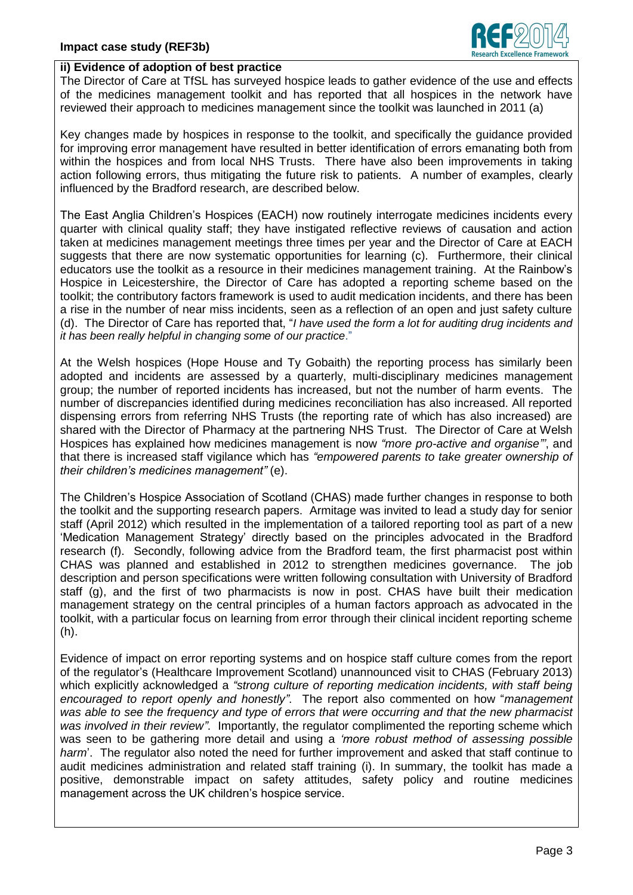## ii) Evidence of adoption of best practice

The Director of Care at TfSL has surveyed hospice leads to gather evidence of the use and effects of the medicines management toolkit and has reported that all hospices in the network have reviewed their approach to medicines management since the toolkit was launched in 2011 (a)

Key changes made by hospices in response to the toolkit, and specifically the guidance provided for improving error management have resulted in better identification of errors emanating both from within the hospices and from local NHS Trusts. There have also been improvements in taking action following errors, thus mitigating the future risk to patients. A number of examples, clearly influenced by the Bradford research, are described below.

The East Anglia Children's Hospices (EACH) now routinely interrogate medicines incidents every quarter with clinical quality staff; they have instigated reflective reviews of causation and action taken at medicines management meetings three times per year and the Director of Care at EACH suggests that there are now systematic opportunities for learning (c). Furthermore, their clinical educators use the toolkit as a resource in their medicines management training. At the Rainbow's Hospice in Leicestershire, the Director of Care has adopted a reporting scheme based on the toolkit; the contributory factors framework is used to audit medication incidents, and there has been a rise in the number of near miss incidents, seen as a reflection of an open and just safety culture (d). The Director of Care has reported that, "*I have used the form a lot for auditing drug incidents and it has been really helpful in changing some of our practice*."

At the Welsh hospices (Hope House and Ty Gobaith) the reporting process has similarly been adopted and incidents are assessed by a quarterly, multi-disciplinary medicines management group; the number of reported incidents has increased, but not the number of harm events. The number of discrepancies identified during medicines reconciliation has also increased. All reported dispensing errors from referring NHS Trusts (the reporting rate of which has also increased) are shared with the Director of Pharmacy at the partnering NHS Trust. The Director of Care at Welsh Hospices has explained how medicines management is now *"more pro-active and organise'"*, and that there is increased staff vigilance which has *"empowered parents to take greater ownership of their children's medicines management"* (e).

The Children's Hospice Association of Scotland (CHAS) made further changes in response to both the toolkit and the supporting research papers. Armitage was invited to lead a study day for senior staff (April 2012) which resulted in the implementation of a tailored reporting tool as part of a new 'Medication Management Strategy' directly based on the principles advocated in the Bradford research (f). Secondly, following advice from the Bradford team, the first pharmacist post within CHAS was planned and established in 2012 to strengthen medicines governance. The job description and person specifications were written following consultation with University of Bradford staff (g), and the first of two pharmacists is now in post. CHAS have built their medication management strategy on the central principles of a human factors approach as advocated in the toolkit, with a particular focus on learning from error through their clinical incident reporting scheme (h).

Evidence of impact on error reporting systems and on hospice staff culture comes from the report of the regulator's (Healthcare Improvement Scotland) unannounced visit to CHAS (February 2013) which explicitly acknowledged a *"strong culture of reporting medication incidents, with staff being encouraged to report openly and honestly"*. The report also commented on how "*management was able to see the frequency and type of errors that were occurring and that the new pharmacist was involved in their review"*. Importantly, the regulator complimented the reporting scheme which was seen to be gathering more detail and using a *'more robust method of assessing possible harm*'. The regulator also noted the need for further improvement and asked that staff continue to audit medicines administration and related staff training (i). In summary, the toolkit has made a positive, demonstrable impact on safety attitudes, safety policy and routine medicines management across the UK children's hospice service.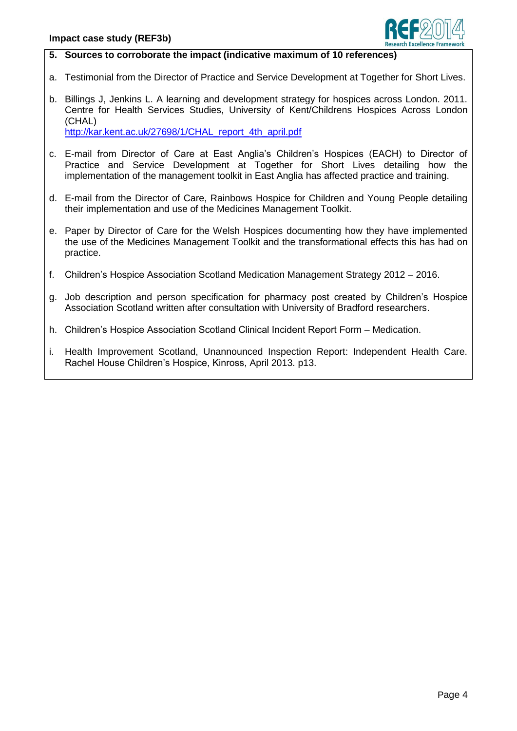## 5. Sources to corroborate the impact (indicative maximum of 10 references)

a. Testimonial from the Director of Practice and Service Development at Together for Short Lives.

b. Billings J, Jenkins L. A learning and development strategy for hospices across London. 2011. Centre for Health Services Studies, University of Kent/Childrens Hospices Across London (CHAL)
http://kar.kent.ac.uk/27698/1/CHAL_report_4th_april.pdf

c. E-mail from Director of Care at East Anglia's Children's Hospices (EACH) to Director of Practice and Service Development at Together for Short Lives detailing how the implementation of the management toolkit in East Anglia has affected practice and training.

d. E-mail from the Director of Care, Rainbows Hospice for Children and Young People detailing their implementation and use of the Medicines Management Toolkit.

e. Paper by Director of Care for the Welsh Hospices documenting how they have implemented the use of the Medicines Management Toolkit and the transformational effects this has had on practice.

f. Children's Hospice Association Scotland Medication Management Strategy 2012 – 2016.

g. Job description and person specification for pharmacy post created by Children's Hospice Association Scotland written after consultation with University of Bradford researchers.

h. Children's Hospice Association Scotland Clinical Incident Report Form – Medication.

i. Health Improvement Scotland, Unannounced Inspection Report: Independent Health Care. Rachel House Children's Hospice, Kinross, April 2013. p13.